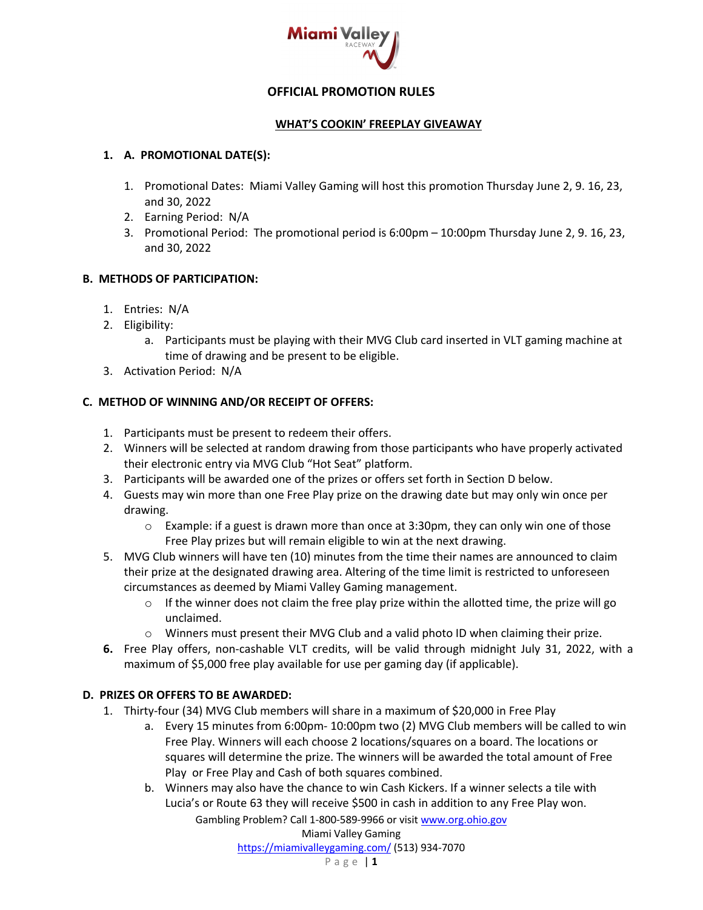# OFFICIAL PROMOTION RULES

## WHAT'S COOKIN' FREEPLAY GIVEAWAY

**1. A. PROMOTIONAL DATE(S):**

1. Promotional Dates: Miami Valley Gaming will host this promotion Thursday June 2, 9. 16, 23, and 30, 2022
2. Earning Period: N/A
3. Promotional Period: The promotional period is 6:00pm – 10:00pm Thursday June 2, 9. 16, 23, and 30, 2022

**B. METHODS OF PARTICIPATION:**

1. Entries: N/A
2. Eligibility:
   a. Participants must be playing with their MVG Club card inserted in VLT gaming machine at time of drawing and be present to be eligible.
3. Activation Period: N/A

**C. METHOD OF WINNING AND/OR RECEIPT OF OFFERS:**

1. Participants must be present to redeem their offers.
2. Winners will be selected at random drawing from those participants who have properly activated their electronic entry via MVG Club "Hot Seat" platform.
3. Participants will be awarded one of the prizes or offers set forth in Section D below.
4. Guests may win more than one Free Play prize on the drawing date but may only win once per drawing.
   - Example: if a guest is drawn more than once at 3:30pm, they can only win one of those Free Play prizes but will remain eligible to win at the next drawing.
5. MVG Club winners will have ten (10) minutes from the time their names are announced to claim their prize at the designated drawing area. Altering of the time limit is restricted to unforeseen circumstances as deemed by Miami Valley Gaming management.
   - If the winner does not claim the free play prize within the allotted time, the prize will go unclaimed.
   - Winners must present their MVG Club and a valid photo ID when claiming their prize.
6. Free Play offers, non-cashable VLT credits, will be valid through midnight July 31, 2022, with a maximum of $5,000 free play available for use per gaming day (if applicable).

**D. PRIZES OR OFFERS TO BE AWARDED:**

1. Thirty-four (34) MVG Club members will share in a maximum of $20,000 in Free Play
   a. Every 15 minutes from 6:00pm- 10:00pm two (2) MVG Club members will be called to win Free Play. Winners will each choose 2 locations/squares on a board. The locations or squares will determine the prize. The winners will be awarded the total amount of Free Play or Free Play and Cash of both squares combined.
   b. Winners may also have the chance to win Cash Kickers. If a winner selects a tile with Lucia's or Route 63 they will receive $500 in cash in addition to any Free Play won.

Gambling Problem? Call 1-800-589-9966 or visit www.org.ohio.gov
Miami Valley Gaming
https://miamivalleygaming.com/ (513) 934-7070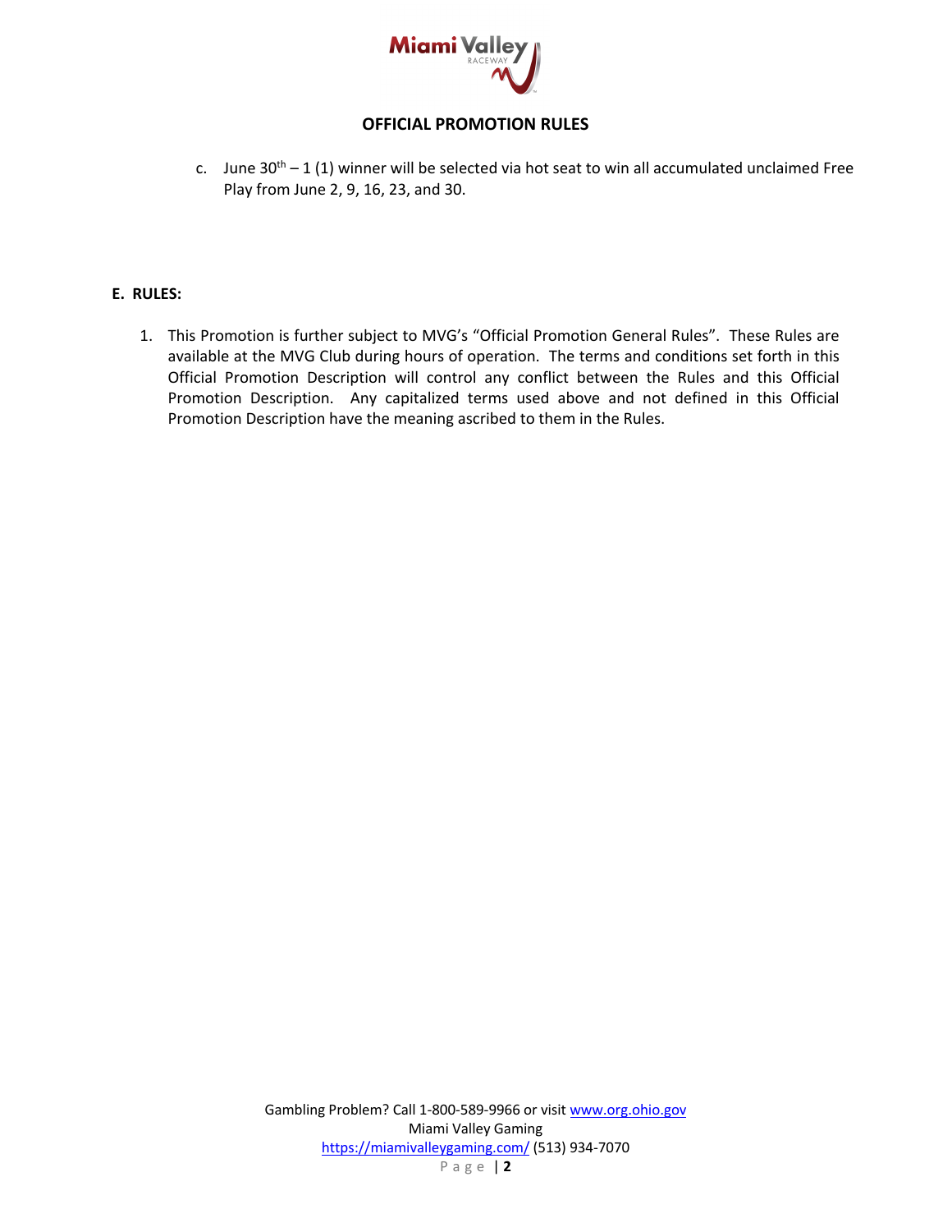# OFFICIAL PROMOTION RULES

c. June 30th – 1 (1) winner will be selected via hot seat to win all accumulated unclaimed Free Play from June 2, 9, 16, 23, and 30.

**E. RULES:**

1. This Promotion is further subject to MVG's "Official Promotion General Rules". These Rules are available at the MVG Club during hours of operation. The terms and conditions set forth in this Official Promotion Description will control any conflict between the Rules and this Official Promotion Description. Any capitalized terms used above and not defined in this Official Promotion Description have the meaning ascribed to them in the Rules.

Gambling Problem? Call 1-800-589-9966 or visit www.org.ohio.gov
Miami Valley Gaming
https://miamivalleygaming.com/ (513) 934-7070